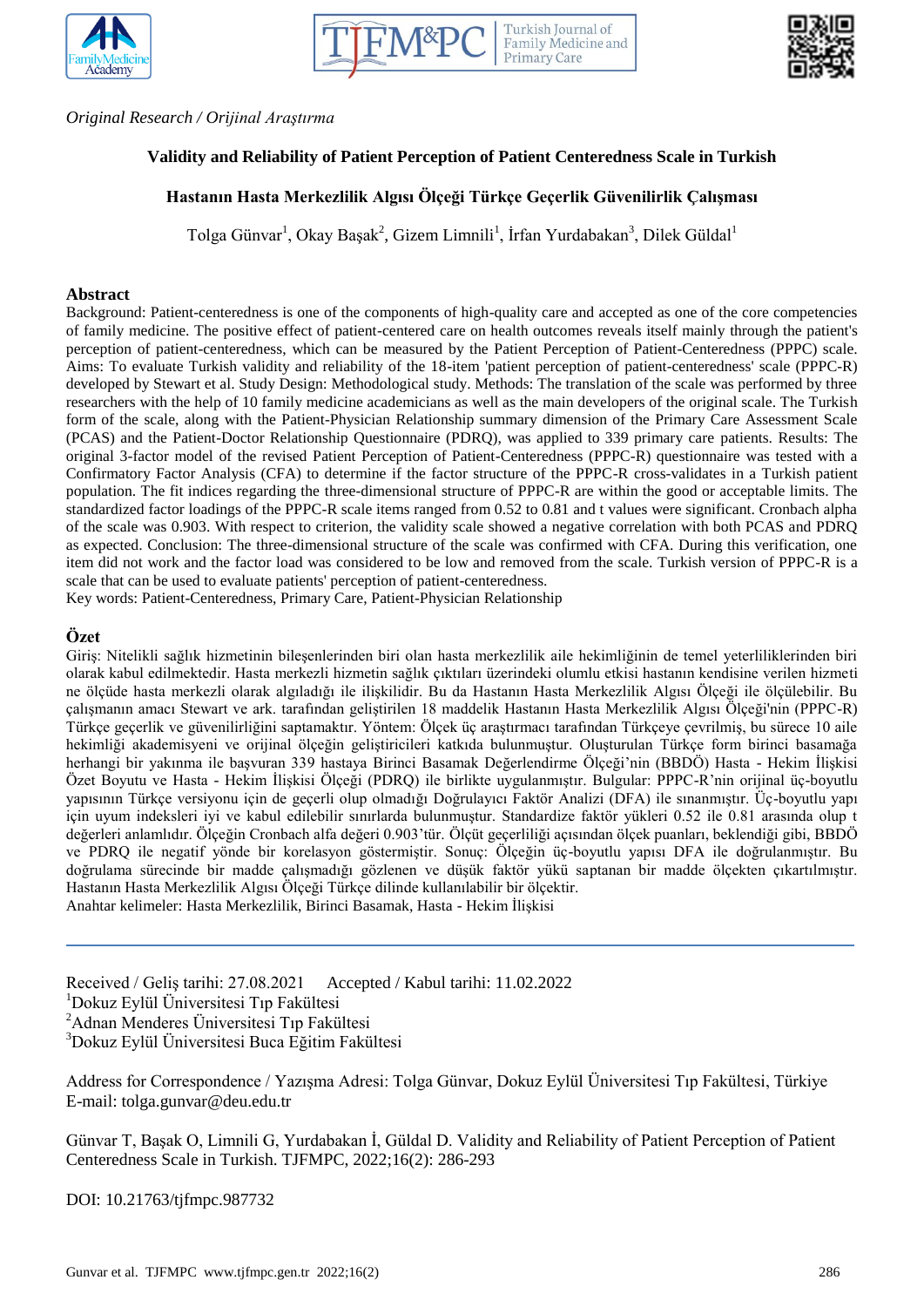*Original Research / Orijinal Araştırma*

# Validity and Reliability of Patient Perception of Patient Centeredness Scale in Turkish

# Hastanın Hasta Merkezlilik Algısı Ölçeği Türkçe Geçerlik Güvenilirlik Çalışması

Tolga Günvar[1], Okay Başak[2], Gizem Limnili[1], İrfan Yurdabakan[3], Dilek Güldal[1]

## Abstract

Background: Patient-centeredness is one of the components of high-quality care and accepted as one of the core competencies of family medicine. The positive effect of patient-centered care on health outcomes reveals itself mainly through the patient's perception of patient-centeredness, which can be measured by the Patient Perception of Patient-Centeredness (PPPC) scale. Aims: To evaluate Turkish validity and reliability of the 18-item 'patient perception of patient-centeredness' scale (PPPC-R) developed by Stewart et al. Study Design: Methodological study. Methods: The translation of the scale was performed by three researchers with the help of 10 family medicine academicians as well as the main developers of the original scale. The Turkish form of the scale, along with the Patient-Physician Relationship summary dimension of the Primary Care Assessment Scale (PCAS) and the Patient-Doctor Relationship Questionnaire (PDRQ), was applied to 339 primary care patients. Results: The original 3-factor model of the revised Patient Perception of Patient-Centeredness (PPPC-R) questionnaire was tested with a Confirmatory Factor Analysis (CFA) to determine if the factor structure of the PPPC-R cross-validates in a Turkish patient population. The fit indices regarding the three-dimensional structure of PPPC-R are within the good or acceptable limits. The standardized factor loadings of the PPPC-R scale items ranged from 0.52 to 0.81 and t values were significant. Cronbach alpha of the scale was 0.903. With respect to criterion, the validity scale showed a negative correlation with both PCAS and PDRQ as expected. Conclusion: The three-dimensional structure of the scale was confirmed with CFA. During this verification, one item did not work and the factor load was considered to be low and removed from the scale. Turkish version of PPPC-R is a scale that can be used to evaluate patients' perception of patient-centeredness.

Key words: Patient-Centeredness, Primary Care, Patient-Physician Relationship

## Özet

Giriş: Nitelikli sağlık hizmetinin bileşenlerinden biri olan hasta merkezlilik aile hekimliğinin de temel yeterliliklerinden biri olarak kabul edilmektedir. Hasta merkezli hizmetin sağlık çıktıları üzerindeki olumlu etkisi hastanın kendisine verilen hizmeti ne ölçüde hasta merkezli olarak algıladığı ile ilişkilidir. Bu da Hastanın Hasta Merkezlilik Algısı Ölçeği ile ölçülebilir. Bu çalışmanın amacı Stewart ve ark. tarafından geliştirilen 18 maddelik Hastanın Hasta Merkezlilik Algısı Ölçeği'nin (PPPC-R) Türkçe geçerlik ve güvenilirliğini saptamaktır. Yöntem: Ölçek üç araştırmacı tarafından Türkçeye çevrilmiş, bu süreçe 10 aile hekimliği akademisyeni ve orijinal ölçeğin geliştiricileri katkıda bulunmuştur. Oluşturulan Türkçe form birinci basamağa herhangi bir yakınma ile başvuran 339 hastaya Birinci Basamak Değerlendirme Ölçeği'nin (BBDÖ) Hasta - Hekim İlişkisi Özet Boyutu ve Hasta - Hekim İlişkisi Ölçeği (PDRQ) ile birlikte uygulanmıştır. Bulgular: PPPC-R'nin orijinal üç-boyutlu yapısının Türkçe versiyonu için de geçerli olup olmadığı Doğrulayıcı Faktör Analizi (DFA) ile sınanmıştır. Üç-boyutlu yapı için uyum indeksleri iyi ve kabul edilebilir sınırlarda bulunmuştur. Standardize faktör yükleri 0.52 ile 0.81 arasında olup t değerleri anlamlıdır. Ölçeğin Cronbach alfa değeri 0.903'tür. Ölçüt geçerliliği açısından ölçek puanları, beklendiği gibi, BBDÖ ve PDRQ ile negatif yönde bir korelasyon göstermiştir. Sonuç: Ölçeğin üç-boyutlu yapısı DFA ile doğrulanmıştır. Bu doğrulama sürecinde bir madde çalışmadığı gözlenen ve düşük faktör yükü saptanan bir madde ölçekten çıkartılmıştır. Hastanın Hasta Merkezlilik Algısı Ölçeği Türkçe dilinde kullanılabilir bir ölçektir.

Anahtar kelimeler: Hasta Merkezlilik, Birinci Basamak, Hasta - Hekim İlişkisi

---

Received / Geliş tarihi: 27.08.2021 Accepted / Kabul tarihi: 11.02.2022

[1]Dokuz Eylül Üniversitesi Tıp Fakültesi

[2]Adnan Menderes Üniversitesi Tıp Fakültesi

[3]Dokuz Eylül Üniversitesi Buca Eğitim Fakültesi

Address for Correspondence / Yazışma Adresi: Tolga Günvar, Dokuz Eylül Üniversitesi Tıp Fakültesi, Türkiye
E-mail: tolga.gunvar@deu.edu.tr

Günvar T, Başak O, Limnili G, Yurdabakan İ, Güldal D. Validity and Reliability of Patient Perception of Patient Centeredness Scale in Turkish. TJFMPC, 2022;16(2): 286-293

DOI: 10.21763/tjfmpc.987732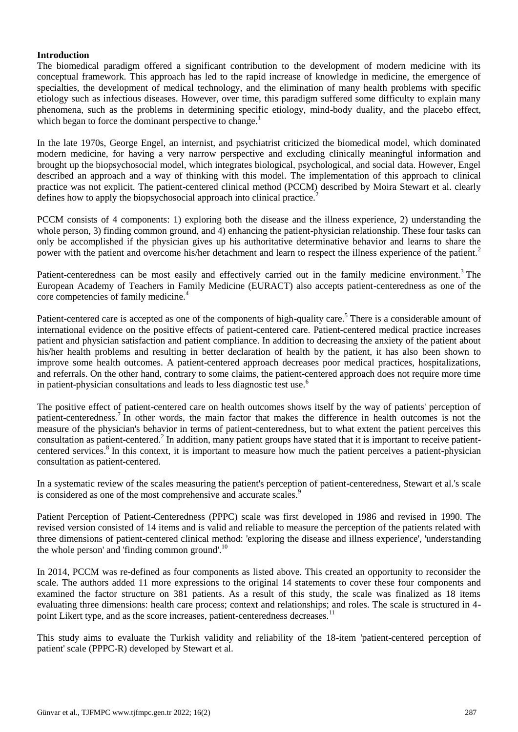## Introduction

The biomedical paradigm offered a significant contribution to the development of modern medicine with its conceptual framework. This approach has led to the rapid increase of knowledge in medicine, the emergence of specialties, the development of medical technology, and the elimination of many health problems with specific etiology such as infectious diseases. However, over time, this paradigm suffered some difficulty to explain many phenomena, such as the problems in determining specific etiology, mind-body duality, and the placebo effect, which began to force the dominant perspective to change.[1]

In the late 1970s, George Engel, an internist, and psychiatrist criticized the biomedical model, which dominated modern medicine, for having a very narrow perspective and excluding clinically meaningful information and brought up the biopsychosocial model, which integrates biological, psychological, and social data. However, Engel described an approach and a way of thinking with this model. The implementation of this approach to clinical practice was not explicit. The patient-centered clinical method (PCCM) described by Moira Stewart et al. clearly defines how to apply the biopsychosocial approach into clinical practice.[2]

PCCM consists of 4 components: 1) exploring both the disease and the illness experience, 2) understanding the whole person, 3) finding common ground, and 4) enhancing the patient-physician relationship. These four tasks can only be accomplished if the physician gives up his authoritative determinative behavior and learns to share the power with the patient and overcome his/her detachment and learn to respect the illness experience of the patient.[2]

Patient-centeredness can be most easily and effectively carried out in the family medicine environment.[3] The European Academy of Teachers in Family Medicine (EURACT) also accepts patient-centeredness as one of the core competencies of family medicine.[4]

Patient-centered care is accepted as one of the components of high-quality care.[5] There is a considerable amount of international evidence on the positive effects of patient-centered care. Patient-centered medical practice increases patient and physician satisfaction and patient compliance. In addition to decreasing the anxiety of the patient about his/her health problems and resulting in better declaration of health by the patient, it has also been shown to improve some health outcomes. A patient-centered approach decreases poor medical practices, hospitalizations, and referrals. On the other hand, contrary to some claims, the patient-centered approach does not require more time in patient-physician consultations and leads to less diagnostic test use.[6]

The positive effect of patient-centered care on health outcomes shows itself by the way of patients' perception of patient-centeredness.[7] In other words, the main factor that makes the difference in health outcomes is not the measure of the physician's behavior in terms of patient-centeredness, but to what extent the patient perceives this consultation as patient-centered.[2] In addition, many patient groups have stated that it is important to receive patient-centered services.[8] In this context, it is important to measure how much the patient perceives a patient-physician consultation as patient-centered.

In a systematic review of the scales measuring the patient's perception of patient-centeredness, Stewart et al.'s scale is considered as one of the most comprehensive and accurate scales.[9]

Patient Perception of Patient-Centeredness (PPPC) scale was first developed in 1986 and revised in 1990. The revised version consisted of 14 items and is valid and reliable to measure the perception of the patients related with three dimensions of patient-centered clinical method: 'exploring the disease and illness experience', 'understanding the whole person' and 'finding common ground'.[10]

In 2014, PCCM was re-defined as four components as listed above. This created an opportunity to reconsider the scale. The authors added 11 more expressions to the original 14 statements to cover these four components and examined the factor structure on 381 patients. As a result of this study, the scale was finalized as 18 items evaluating three dimensions: health care process; context and relationships; and roles. The scale is structured in 4-point Likert type, and as the score increases, patient-centeredness decreases.[11]

This study aims to evaluate the Turkish validity and reliability of the 18-item 'patient-centered perception of patient' scale (PPPC-R) developed by Stewart et al.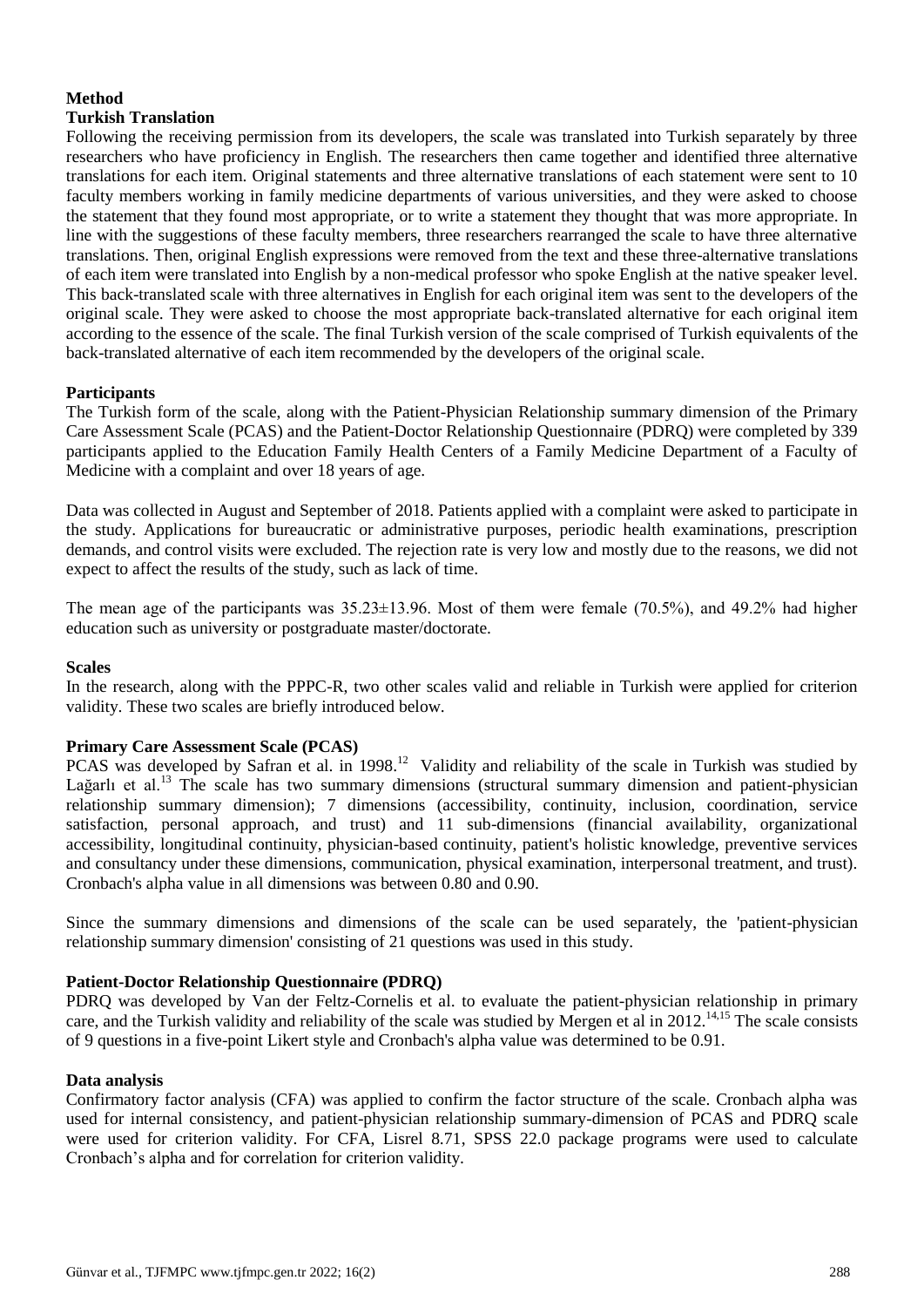## Method

### Turkish Translation

Following the receiving permission from its developers, the scale was translated into Turkish separately by three researchers who have proficiency in English. The researchers then came together and identified three alternative translations for each item. Original statements and three alternative translations of each statement were sent to 10 faculty members working in family medicine departments of various universities, and they were asked to choose the statement that they found most appropriate, or to write a statement they thought that was more appropriate. In line with the suggestions of these faculty members, three researchers rearranged the scale to have three alternative translations. Then, original English expressions were removed from the text and these three-alternative translations of each item were translated into English by a non-medical professor who spoke English at the native speaker level. This back-translated scale with three alternatives in English for each original item was sent to the developers of the original scale. They were asked to choose the most appropriate back-translated alternative for each original item according to the essence of the scale. The final Turkish version of the scale comprised of Turkish equivalents of the back-translated alternative of each item recommended by the developers of the original scale.

### Participants

The Turkish form of the scale, along with the Patient-Physician Relationship summary dimension of the Primary Care Assessment Scale (PCAS) and the Patient-Doctor Relationship Questionnaire (PDRQ) were completed by 339 participants applied to the Education Family Health Centers of a Family Medicine Department of a Faculty of Medicine with a complaint and over 18 years of age.

Data was collected in August and September of 2018. Patients applied with a complaint were asked to participate in the study. Applications for bureaucratic or administrative purposes, periodic health examinations, prescription demands, and control visits were excluded. The rejection rate is very low and mostly due to the reasons, we did not expect to affect the results of the study, such as lack of time.

The mean age of the participants was 35.23±13.96. Most of them were female (70.5%), and 49.2% had higher education such as university or postgraduate master/doctorate.

### Scales

In the research, along with the PPPC-R, two other scales valid and reliable in Turkish were applied for criterion validity. These two scales are briefly introduced below.

### Primary Care Assessment Scale (PCAS)

PCAS was developed by Safran et al. in 1998.[12] Validity and reliability of the scale in Turkish was studied by Lağarlı et al.[13] The scale has two summary dimensions (structural summary dimension and patient-physician relationship summary dimension); 7 dimensions (accessibility, continuity, inclusion, coordination, service satisfaction, personal approach, and trust) and 11 sub-dimensions (financial availability, organizational accessibility, longitudinal continuity, physician-based continuity, patient's holistic knowledge, preventive services and consultancy under these dimensions, communication, physical examination, interpersonal treatment, and trust). Cronbach's alpha value in all dimensions was between 0.80 and 0.90.

Since the summary dimensions and dimensions of the scale can be used separately, the 'patient-physician relationship summary dimension' consisting of 21 questions was used in this study.

### Patient-Doctor Relationship Questionnaire (PDRQ)

PDRQ was developed by Van der Feltz-Cornelis et al. to evaluate the patient-physician relationship in primary care, and the Turkish validity and reliability of the scale was studied by Mergen et al in 2012.[14,15] The scale consists of 9 questions in a five-point Likert style and Cronbach's alpha value was determined to be 0.91.

### Data analysis

Confirmatory factor analysis (CFA) was applied to confirm the factor structure of the scale. Cronbach alpha was used for internal consistency, and patient-physician relationship summary-dimension of PCAS and PDRQ scale were used for criterion validity. For CFA, Lisrel 8.71, SPSS 22.0 package programs were used to calculate Cronbach's alpha and for correlation for criterion validity.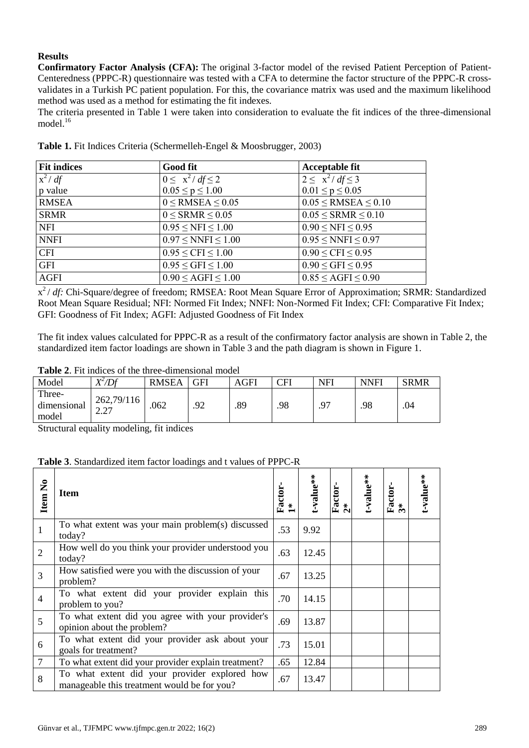**Results**

**Confirmatory Factor Analysis (CFA):** The original 3-factor model of the revised Patient Perception of Patient-Centeredness (PPPC-R) questionnaire was tested with a CFA to determine the factor structure of the PPPC-R cross-validates in a Turkish PC patient population. For this, the covariance matrix was used and the maximum likelihood method was used as a method for estimating the fit indexes.

The criteria presented in Table 1 were taken into consideration to evaluate the fit indices of the three-dimensional model.[16]

**Table 1.** Fit Indices Criteria (Schermelleh-Engel & Moosbrugger, 2003)

| Fit indices | Good fit | Acceptable fit |
|---|---|---|
| $x^2 / df$ | $0 \leq x^2 / df \leq 2$ | $2 \leq x^2 / df \leq 3$ |
| p value | $0.05 \leq p \leq 1.00$ | $0.01 \leq p \leq 0.05$ |
| RMSEA | $0 \leq RMSEA \leq 0.05$ | $0.05 \leq RMSEA \leq 0.10$ |
| SRMR | $0 \leq SRMR \leq 0.05$ | $0.05 \leq SRMR \leq 0.10$ |
| NFI | $0.95 \leq NFI \leq 1.00$ | $0.90 \leq NFI \leq 0.95$ |
| NNFI | $0.97 \leq NNFI \leq 1.00$ | $0.95 \leq NNFI \leq 0.97$ |
| CFI | $0.95 \leq CFI \leq 1.00$ | $0.90 \leq CFI \leq 0.95$ |
| GFI | $0.95 \leq GFI \leq 1.00$ | $0.90 \leq GFI \leq 0.95$ |
| AGFI | $0.90 \leq AGFI \leq 1.00$ | $0.85 \leq AGFI \leq 0.90$ |

$x^2 / df$: Chi-Square/degree of freedom; RMSEA: Root Mean Square Error of Approximation; SRMR: Standardized Root Mean Square Residual; NFI: Normed Fit Index; NNFI: Non-Normed Fit Index; CFI: Comparative Fit Index; GFI: Goodness of Fit Index; AGFI: Adjusted Goodness of Fit Index

The fit index values calculated for PPPC-R as a result of the confirmatory factor analysis are shown in Table 2, the standardized item factor loadings are shown in Table 3 and the path diagram is shown in Figure 1.

**Table 2**. Fit indices of the three-dimensional model

| Model | $X^2/Df$ | RMSEA | GFI | AGFI | CFI | NFI | NNFI | SRMR |
|---|---|---|---|---|---|---|---|---|
| Three-dimensional model | 262,79/116 2.27 | .062 | .92 | .89 | .98 | .97 | .98 | .04 |

Structural equality modeling, fit indices

**Table 3**. Standardized item factor loadings and t values of PPPC-R

| Item No | Item | Factor-1* | t-value** | Factor-2* | t-value** | Factor-3* | t-value** |
|---|---|---|---|---|---|---|---|
| 1 | To what extent was your main problem(s) discussed today? | .53 | 9.92 | | | | |
| 2 | How well do you think your provider understood you today? | .63 | 12.45 | | | | |
| 3 | How satisfied were you with the discussion of your problem? | .67 | 13.25 | | | | |
| 4 | To what extent did your provider explain this problem to you? | .70 | 14.15 | | | | |
| 5 | To what extent did you agree with your provider's opinion about the problem? | .69 | 13.87 | | | | |
| 6 | To what extent did your provider ask about your goals for treatment? | .73 | 15.01 | | | | |
| 7 | To what extent did your provider explain treatment? | .65 | 12.84 | | | | |
| 8 | To what extent did your provider explored how manageable this treatment would be for you? | .67 | 13.47 | | | | |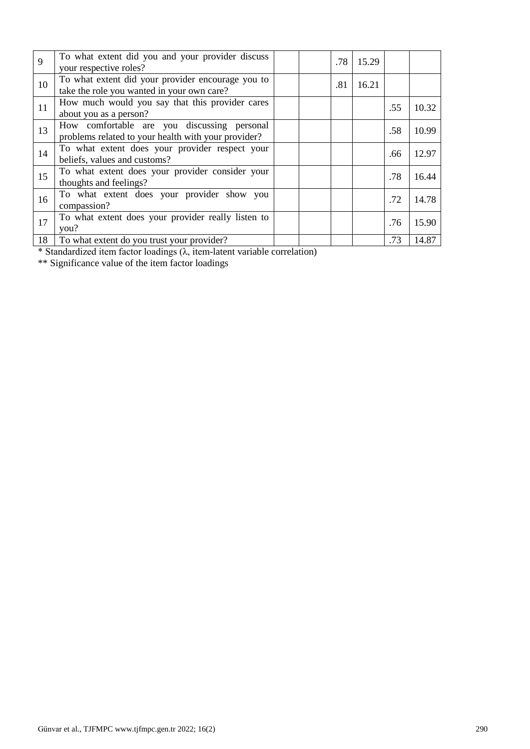| | | | | | | | |
|---|---|---|---|---|---|---|---|
| 9 | To what extent did you and your provider discuss your respective roles? | | | .78 | 15.29 | | |
| 10 | To what extent did your provider encourage you to take the role you wanted in your own care? | | | .81 | 16.21 | | |
| 11 | How much would you say that this provider cares about you as a person? | | | | | .55 | 10.32 |
| 13 | How comfortable are you discussing personal problems related to your health with your provider? | | | | | .58 | 10.99 |
| 14 | To what extent does your provider respect your beliefs, values and customs? | | | | | .66 | 12.97 |
| 15 | To what extent does your provider consider your thoughts and feelings? | | | | | .78 | 16.44 |
| 16 | To what extent does your provider show you compassion? | | | | | .72 | 14.78 |
| 17 | To what extent does your provider really listen to you? | | | | | .76 | 15.90 |
| 18 | To what extent do you trust your provider? | | | | | .73 | 14.87 |

* Standardized item factor loadings (λ, item-latent variable correlation)

** Significance value of the item factor loadings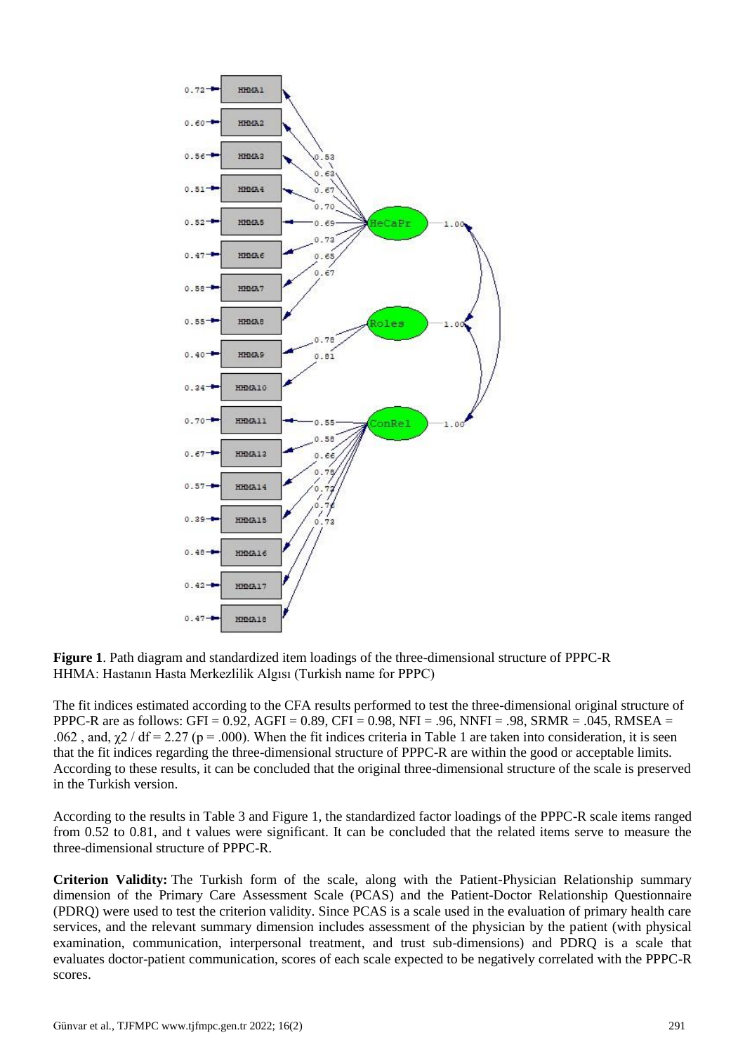**Figure 1**. Path diagram and standardized item loadings of the three-dimensional structure of PPPC-R
HHMA: Hastanın Hasta Merkezlilik Algısı (Turkish name for PPPC)

The fit indices estimated according to the CFA results performed to test the three-dimensional original structure of PPPC-R are as follows: GFI = 0.92, AGFI = 0.89, CFI = 0.98, NFI = .96, NNFI = .98, SRMR = .045, RMSEA = .062 , and, $\chi 2$ / df = 2.27 (p = .000). When the fit indices criteria in Table 1 are taken into consideration, it is seen that the fit indices regarding the three-dimensional structure of PPPC-R are within the good or acceptable limits. According to these results, it can be concluded that the original three-dimensional structure of the scale is preserved in the Turkish version.

According to the results in Table 3 and Figure 1, the standardized factor loadings of the PPPC-R scale items ranged from 0.52 to 0.81, and t values were significant. It can be concluded that the related items serve to measure the three-dimensional structure of PPPC-R.

**Criterion Validity:** The Turkish form of the scale, along with the Patient-Physician Relationship summary dimension of the Primary Care Assessment Scale (PCAS) and the Patient-Doctor Relationship Questionnaire (PDRQ) were used to test the criterion validity. Since PCAS is a scale used in the evaluation of primary health care services, and the relevant summary dimension includes assessment of the physician by the patient (with physical examination, communication, interpersonal treatment, and trust sub-dimensions) and PDRQ is a scale that evaluates doctor-patient communication, scores of each scale expected to be negatively correlated with the PPPC-R scores.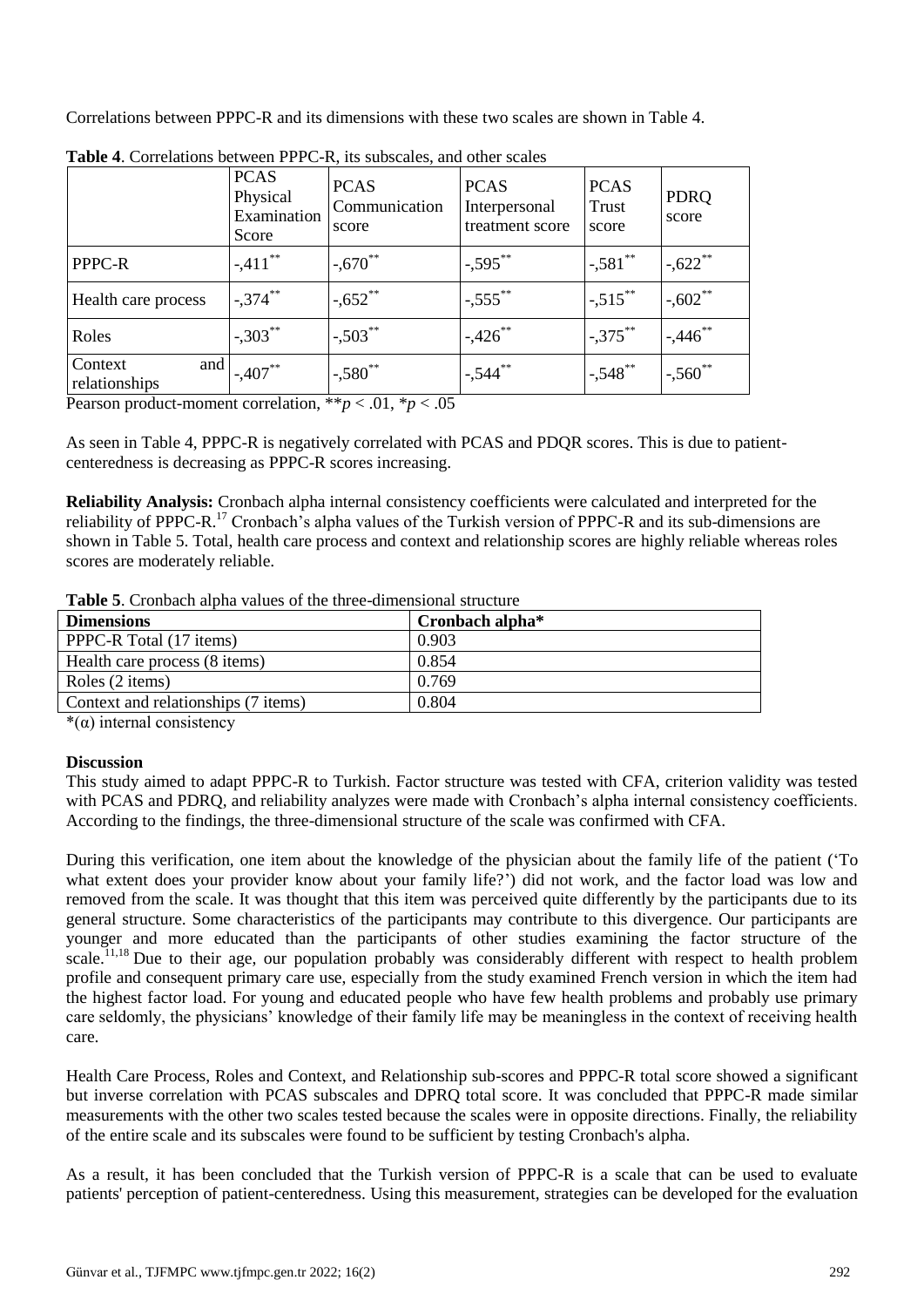Correlations between PPPC-R and its dimensions with these two scales are shown in Table 4.

**Table 4**. Correlations between PPPC-R, its subscales, and other scales

| | PCAS Physical Examination Score | PCAS Communication score | PCAS Interpersonal treatment score | PCAS Trust score | PDRQ score |
|---|---|---|---|---|---|
| PPPC-R | -,411** | -,670** | -,595** | -,581** | -,622** |
| Health care process | -,374** | -,652** | -,555** | -,515** | -,602** |
| Roles | -,303** | -,503** | -,426** | -,375** | -,446** |
| Context and relationships | -,407** | -,580** | -,544** | -,548** | -,560** |

Pearson product-moment correlation, ** $p < .01$, * $p < .05$

As seen in Table 4, PPPC-R is negatively correlated with PCAS and PDQR scores. This is due to patient-centeredness is decreasing as PPPC-R scores increasing.

**Reliability Analysis:** Cronbach alpha internal consistency coefficients were calculated and interpreted for the reliability of PPPC-R.[17] Cronbach's alpha values of the Turkish version of PPPC-R and its sub-dimensions are shown in Table 5. Total, health care process and context and relationship scores are highly reliable whereas roles scores are moderately reliable.

**Table 5**. Cronbach alpha values of the three-dimensional structure

| **Dimensions** | **Cronbach alpha*** |
|---|---|
| PPPC-R Total (17 items) | 0.903 |
| Health care process (8 items) | 0.854 |
| Roles (2 items) | 0.769 |
| Context and relationships (7 items) | 0.804 |

*(α) internal consistency

**Discussion**

This study aimed to adapt PPPC-R to Turkish. Factor structure was tested with CFA, criterion validity was tested with PCAS and PDRQ, and reliability analyzes were made with Cronbach's alpha internal consistency coefficients. According to the findings, the three-dimensional structure of the scale was confirmed with CFA.

During this verification, one item about the knowledge of the physician about the family life of the patient ('To what extent does your provider know about your family life?') did not work, and the factor load was low and removed from the scale. It was thought that this item was perceived quite differently by the participants due to its general structure. Some characteristics of the participants may contribute to this divergence. Our participants are younger and more educated than the participants of other studies examining the factor structure of the scale.[11,18] Due to their age, our population probably was considerably different with respect to health problem profile and consequent primary care use, especially from the study examined French version in which the item had the highest factor load. For young and educated people who have few health problems and probably use primary care seldomly, the physicians' knowledge of their family life may be meaningless in the context of receiving health care.

Health Care Process, Roles and Context, and Relationship sub-scores and PPPC-R total score showed a significant but inverse correlation with PCAS subscales and DPRQ total score. It was concluded that PPPC-R made similar measurements with the other two scales tested because the scales were in opposite directions. Finally, the reliability of the entire scale and its subscales were found to be sufficient by testing Cronbach's alpha.

As a result, it has been concluded that the Turkish version of PPPC-R is a scale that can be used to evaluate patients' perception of patient-centeredness. Using this measurement, strategies can be developed for the evaluation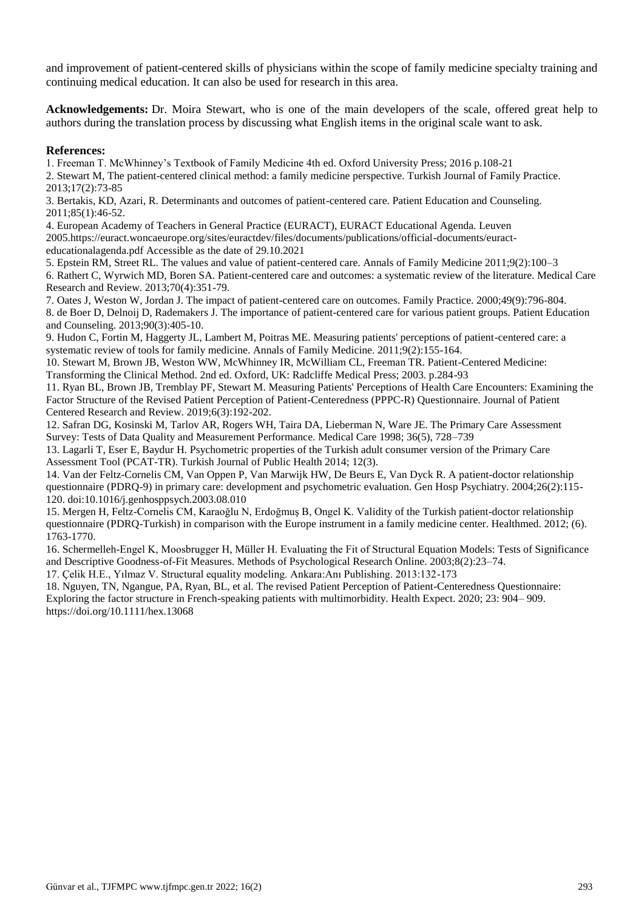and improvement of patient-centered skills of physicians within the scope of family medicine specialty training and continuing medical education. It can also be used for research in this area.

**Acknowledgements:** Dr. Moira Stewart, who is one of the main developers of the scale, offered great help to authors during the translation process by discussing what English items in the original scale want to ask.

**References:**

1. Freeman T. McWhinney's Textbook of Family Medicine 4th ed. Oxford University Press; 2016 p.108-21
2. Stewart M, The patient-centered clinical method: a family medicine perspective. Turkish Journal of Family Practice. 2013;17(2):73-85
3. Bertakis, KD, Azari, R. Determinants and outcomes of patient-centered care. Patient Education and Counseling. 2011;85(1):46-52.
4. European Academy of Teachers in General Practice (EURACT), EURACT Educational Agenda. Leuven 2005.https://euract.woncaeurope.org/sites/euractdev/files/documents/publications/official-documents/euract-educationalagenda.pdf Accessible as the date of 29.10.2021
5. Epstein RM, Street RL. The values and value of patient-centered care. Annals of Family Medicine 2011;9(2):100–3
6. Rathert C, Wyrwich MD, Boren SA. Patient-centered care and outcomes: a systematic review of the literature. Medical Care Research and Review. 2013;70(4):351-79.
7. Oates J, Weston W, Jordan J. The impact of patient-centered care on outcomes. Family Practice. 2000;49(9):796-804.
8. de Boer D, Delnoij D, Rademakers J. The importance of patient-centered care for various patient groups. Patient Education and Counseling. 2013;90(3):405-10.
9. Hudon C, Fortin M, Haggerty JL, Lambert M, Poitras ME. Measuring patients' perceptions of patient-centered care: a systematic review of tools for family medicine. Annals of Family Medicine. 2011;9(2):155-164.
10. Stewart M, Brown JB, Weston WW, McWhinney IR, McWilliam CL, Freeman TR. Patient-Centered Medicine: Transforming the Clinical Method. 2nd ed. Oxford, UK: Radcliffe Medical Press; 2003. p.284-93
11. Ryan BL, Brown JB, Tremblay PF, Stewart M. Measuring Patients' Perceptions of Health Care Encounters: Examining the Factor Structure of the Revised Patient Perception of Patient-Centeredness (PPPC-R) Questionnaire. Journal of Patient Centered Research and Review. 2019;6(3):192-202.
12. Safran DG, Kosinski M, Tarlov AR, Rogers WH, Taira DA, Lieberman N, Ware JE. The Primary Care Assessment Survey: Tests of Data Quality and Measurement Performance. Medical Care 1998; 36(5), 728–739
13. Lagarli T, Eser E, Baydur H. Psychometric properties of the Turkish adult consumer version of the Primary Care Assessment Tool (PCAT-TR). Turkish Journal of Public Health 2014; 12(3).
14. Van der Feltz-Cornelis CM, Van Oppen P, Van Marwijk HW, De Beurs E, Van Dyck R. A patient-doctor relationship questionnaire (PDRQ-9) in primary care: development and psychometric evaluation. Gen Hosp Psychiatry. 2004;26(2):115-120. doi:10.1016/j.genhosppsych.2003.08.010
15. Mergen H, Feltz-Cornelis CM, Karaoğlu N, Erdoğmuş B, Ongel K. Validity of the Turkish patient-doctor relationship questionnaire (PDRQ-Turkish) in comparison with the Europe instrument in a family medicine center. Healthmed. 2012; (6). 1763-1770.
16. Schermelleh-Engel K, Moosbrugger H, Müller H. Evaluating the Fit of Structural Equation Models: Tests of Significance and Descriptive Goodness-of-Fit Measures. Methods of Psychological Research Online. 2003;8(2):23–74.
17. Çelik H.E., Yılmaz V. Structural equality modeling. Ankara:Anı Publishing. 2013:132-173
18. Nguyen, TN, Ngangue, PA, Ryan, BL, et al. The revised Patient Perception of Patient-Centeredness Questionnaire: Exploring the factor structure in French-speaking patients with multimorbidity. Health Expect. 2020; 23: 904– 909. https://doi.org/10.1111/hex.13068